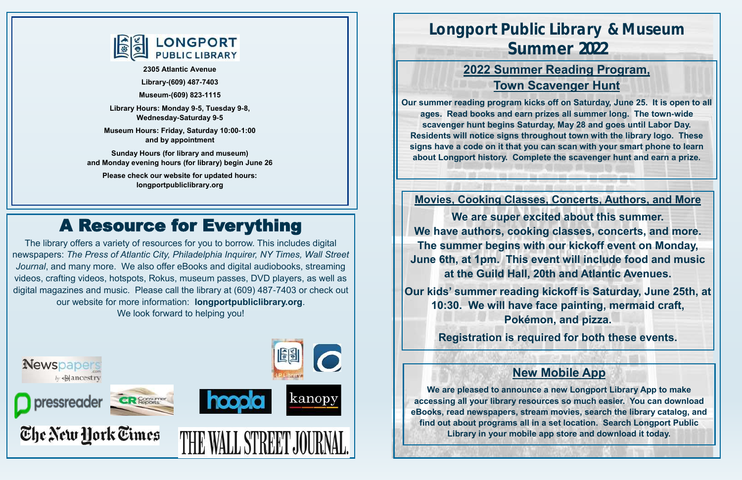LONGPORT PUBLIC LIBRARY

**2305 Atlantic Avenue**

**Library-(609) 487-7403**

**Museum-(609) 823-1115**

**Library Hours: Monday 9-5, Tuesday 9-8, Wednesday-Saturday 9-5**

**Museum Hours: Friday, Saturday 10:00-1:00 and by appointment**

**Sunday Hours (for library and museum) and Monday evening hours (for library) begin June 26**

**Please check our website for updated hours: longportpubliclibrary.org**

# A Resource for Everything

The library offers a variety of resources for you to borrow. This includes digital newspapers: *The Press of Atlantic City, Philadelphia Inquirer, NY Times, Wall Street Journal*, and many more. We also offer eBooks and digital audiobooks, streaming videos, crafting videos, hotspots, Rokus, museum passes, DVD players, as well as digital magazines and music. Please call the library at (609) 487-7403 or check out our website for more information: **longportpubliclibrary.org**. We look forward to helping you!

Newspapers.com by Ancestry · pressreader · Consumer Reports · hoopla · kanopy · LP Library · The New York Times · THE WALL STREET JOURNAL.

# Longport Public Library & Museum Summer 2022

## 2022 Summer Reading Program, Town Scavenger Hunt

**Our summer reading program kicks off on Saturday, June 25. It is open to all ages. Read books and earn prizes all summer long. The town-wide scavenger hunt begins Saturday, May 28 and goes until Labor Day. Residents will notice signs throughout town with the library logo. These signs have a code on it that you can scan with your smart phone to learn about Longport history. Complete the scavenger hunt and earn a prize.**

## Movies, Cooking Classes, Concerts, Authors, and More

**We are super excited about this summer. We have authors, cooking classes, concerts, and more. The summer begins with our kickoff event on Monday, June 6th, at 1pm. This event will include food and music at the Guild Hall, 20th and Atlantic Avenues.**

**Our kids' summer reading kickoff is Saturday, June 25th, at 10:30. We will have face painting, mermaid craft, Pokémon, and pizza.**

**Registration is required for both these events.**

## New Mobile App

**We are pleased to announce a new Longport Library App to make accessing all your library resources so much easier. You can download eBooks, read newspapers, stream movies, search the library catalog, and find out about programs all in a set location. Search Longport Public Library in your mobile app store and download it today.**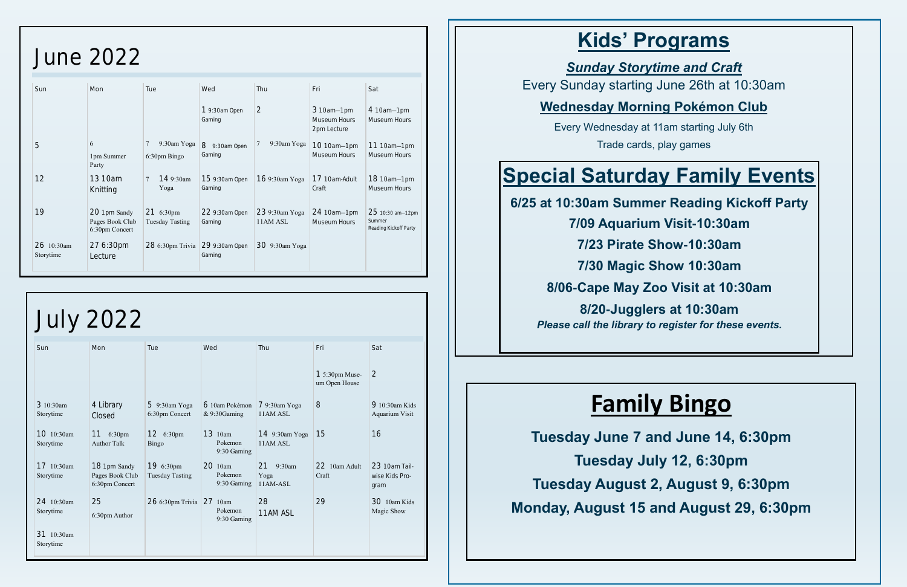# June 2022

| Sun | Mon | Tue | Wed | Thu | Fri | Sat |
|---|---|---|---|---|---|---|
| | | | 1 9:30am Open Gaming | 2 | 3 10am—1pm Museum Hours 2pm Lecture | 4 10am—1pm Museum Hours |
| 5 | 6 1pm Summer Party | 7 9:30am Yoga 6:30pm Bingo | 8 9:30am Open Gaming | 7 9:30am Yoga | 10 10am—1pm Museum Hours | 11 10am—1pm Museum Hours |
| 12 | 13 10am Knitting | 7 14 9:30am Yoga | 15 9:30am Open Gaming | 16 9:30am Yoga | 17 10am-Adult Craft | 18 10am—1pm Museum Hours |
| 19 | 20 1pm Sandy Pages Book Club 6:30pm Concert | 21 6:30pm Tuesday Tasting | 22 9:30am Open Gaming | 23 9:30am Yoga 11AM ASL | 24 10am—1pm Museum Hours | 25 10:30 am—12pm Summer Reading Kickoff Party |
| 26 10:30am Storytime | 27 6:30pm Lecture | 28 6:30pm Trivia | 29 9:30am Open Gaming | 30 9:30am Yoga | | |

# July 2022

| Sun | Mon | Tue | Wed | Thu | Fri | Sat |
|---|---|---|---|---|---|---|
| | | | | | 1 5:30pm Museum Open House | 2 |
| 3 10:30am Storytime | 4 Library Closed | 5 9:30am Yoga 6:30pm Concert | 6 10am Pokémon & 9:30Gaming | 7 9:30am Yoga 11AM ASL | 8 | 9 10:30am Kids Aquarium Visit |
| 10 10:30am Storytime | 11 6:30pm Author Talk | 12 6:30pm Bingo | 13 10am Pokemon 9:30 Gaming | 14 9:30am Yoga 11AM ASL | 15 | 16 |
| 17 10:30am Storytime | 18 1pm Sandy Pages Book Club 6:30pm Concert | 19 6:30pm Tuesday Tasting | 20 10am Pokemon 9:30 Gaming | 21 9:30am Yoga 11AM-ASL | 22 10am Adult Craft | 23 10am Tail-wise Kids Program |
| 24 10:30am Storytime | 25 6:30pm Author | 26 6:30pm Trivia | 27 10am Pokemon 9:30 Gaming | 28 11AM ASL | 29 | 30 10am Kids Magic Show |
| 31 10:30am Storytime | | | | | | |

# Kids' Programs

***Sunday Storytime and Craft***

Every Sunday starting June 26th at 10:30am

**Wednesday Morning Pokémon Club**

Every Wednesday at 11am starting July 6th

Trade cards, play games

# Special Saturday Family Events

**6/25 at 10:30am Summer Reading Kickoff Party**

**7/09 Aquarium Visit-10:30am**

**7/23 Pirate Show-10:30am**

**7/30 Magic Show 10:30am**

**8/06-Cape May Zoo Visit at 10:30am**

**8/20-Jugglers at 10:30am**

***Please call the library to register for these events.***

# Family Bingo

**Tuesday June 7 and June 14, 6:30pm**

**Tuesday July 12, 6:30pm**

**Tuesday August 2, August 9, 6:30pm**

**Monday, August 15 and August 29, 6:30pm**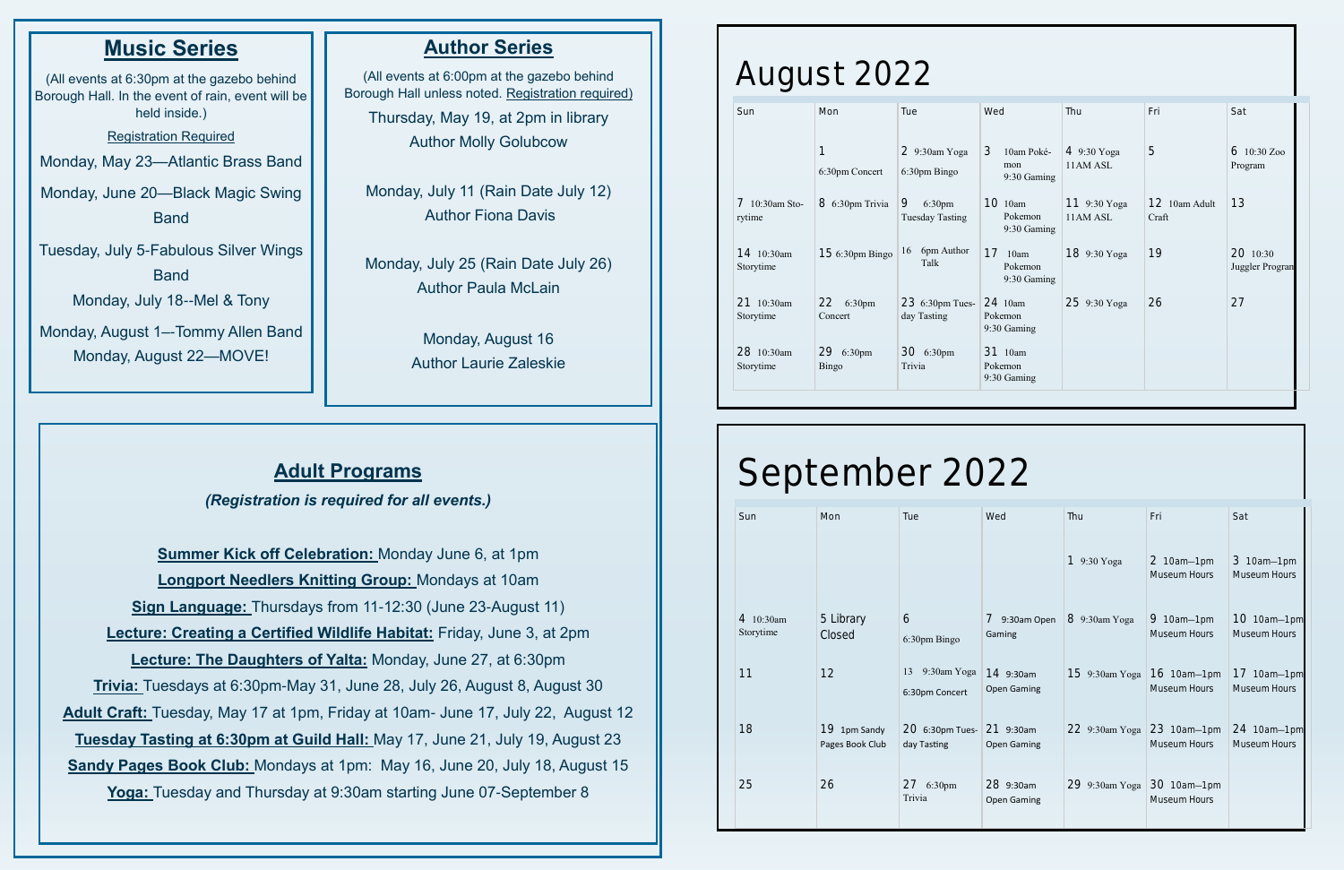## Music Series

(All events at 6:30pm at the gazebo behind Borough Hall. In the event of rain, event will be held inside.)

Registration Required

Monday, May 23—Atlantic Brass Band

Monday, June 20—Black Magic Swing Band

Tuesday, July 5-Fabulous Silver Wings Band

Monday, July 18--Mel & Tony

Monday, August 1—-Tommy Allen Band

Monday, August 22—MOVE!

## Author Series

(All events at 6:00pm at the gazebo behind Borough Hall unless noted. Registration required)

Thursday, May 19, at 2pm in library
Author Molly Golubcow

Monday, July 11 (Rain Date July 12)
Author Fiona Davis

Monday, July 25 (Rain Date July 26)
Author Paula McLain

Monday, August 16
Author Laurie Zaleskie

## Adult Programs

*(Registration is required for all events.)*

**Summer Kick off Celebration:** Monday June 6, at 1pm

**Longport Needlers Knitting Group:** Mondays at 10am

**Sign Language:** Thursdays from 11-12:30 (June 23-August 11)

**Lecture: Creating a Certified Wildlife Habitat:** Friday, June 3, at 2pm

**Lecture: The Daughters of Yalta:** Monday, June 27, at 6:30pm

**Trivia:** Tuesdays at 6:30pm-May 31, June 28, July 26, August 8, August 30

**Adult Craft:** Tuesday, May 17 at 1pm, Friday at 10am- June 17, July 22, August 12

**Tuesday Tasting at 6:30pm at Guild Hall:** May 17, June 21, July 19, August 23

**Sandy Pages Book Club:** Mondays at 1pm: May 16, June 20, July 18, August 15

**Yoga:** Tuesday and Thursday at 9:30am starting June 07-September 8

# August 2022

| Sun | Mon | Tue | Wed | Thu | Fri | Sat |
|---|---|---|---|---|---|---|
| | 1 6:30pm Concert | 2 9:30am Yoga 6:30pm Bingo | 3 10am Poké-mon 9:30 Gaming | 4 9:30 Yoga 11AM ASL | 5 | 6 10:30 Zoo Program |
| 7 10:30am Storytime | 8 6:30pm Trivia | 9 6:30pm Tuesday Tasting | 10 10am Pokemon 9:30 Gaming | 11 9:30 Yoga 11AM ASL | 12 10am Adult Craft | 13 |
| 14 10:30am Storytime | 15 6:30pm Bingo | 16 6pm Author Talk | 17 10am Pokemon 9:30 Gaming | 18 9:30 Yoga | 19 | 20 10:30 Juggler Program |
| 21 10:30am Storytime | 22 6:30pm Concert | 23 6:30pm Tuesday Tasting | 24 10am Pokemon 9:30 Gaming | 25 9:30 Yoga | 26 | 27 |
| 28 10:30am Storytime | 29 6:30pm Bingo | 30 6:30pm Trivia | 31 10am Pokemon 9:30 Gaming | | | |

# September 2022

| Sun | Mon | Tue | Wed | Thu | Fri | Sat |
|---|---|---|---|---|---|---|
| | | | | 1 9:30 Yoga | 2 10am—1pm Museum Hours | 3 10am—1pm Museum Hours |
| 4 10:30am Storytime | 5 Library Closed | 6 6:30pm Bingo | 7 9:30am Open Gaming | 8 9:30am Yoga | 9 10am—1pm Museum Hours | 10 10am—1pm Museum Hours |
| 11 | 12 | 13 9:30am Yoga 6:30pm Concert | 14 9:30am Open Gaming | 15 9:30am Yoga | 16 10am—1pm Museum Hours | 17 10am—1pm Museum Hours |
| 18 | 19 1pm Sandy Pages Book Club | 20 6:30pm Tuesday Tasting | 21 9:30am Open Gaming | 22 9:30am Yoga | 23 10am—1pm Museum Hours | 24 10am—1pm Museum Hours |
| 25 | 26 | 27 6:30pm Trivia | 28 9:30am Open Gaming | 29 9:30am Yoga | 30 10am—1pm Museum Hours | |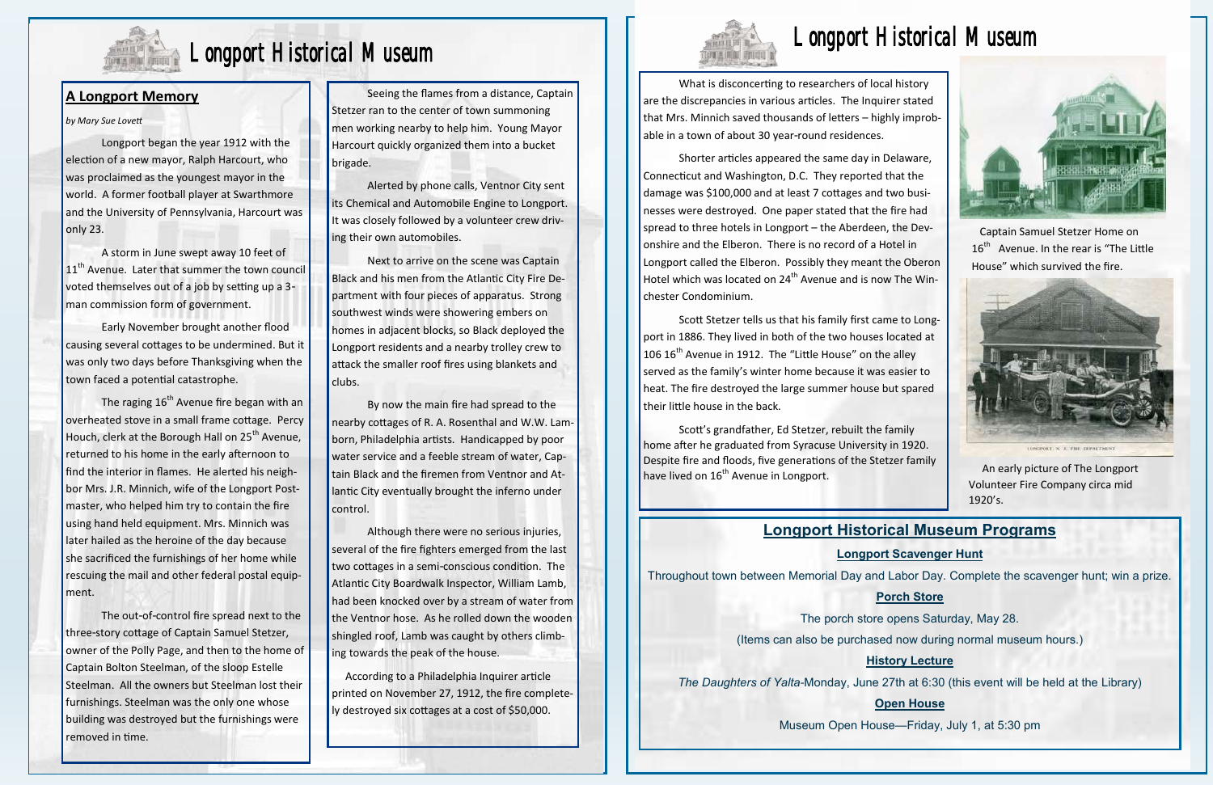# Longport Historical Museum

## A Longport Memory

*by Mary Sue Lovett*

Longport began the year 1912 with the election of a new mayor, Ralph Harcourt, who was proclaimed as the youngest mayor in the world. A former football player at Swarthmore and the University of Pennsylvania, Harcourt was only 23.

A storm in June swept away 10 feet of 11th Avenue. Later that summer the town council voted themselves out of a job by setting up a 3-man commission form of government.

Early November brought another flood causing several cottages to be undermined. But it was only two days before Thanksgiving when the town faced a potential catastrophe.

The raging 16th Avenue fire began with an overheated stove in a small frame cottage. Percy Houch, clerk at the Borough Hall on 25th Avenue, returned to his home in the early afternoon to find the interior in flames. He alerted his neighbor Mrs. J.R. Minnich, wife of the Longport Postmaster, who helped him try to contain the fire using hand held equipment. Mrs. Minnich was later hailed as the heroine of the day because she sacrificed the furnishings of her home while rescuing the mail and other federal postal equipment.

The out-of-control fire spread next to the three-story cottage of Captain Samuel Stetzer, owner of the Polly Page, and then to the home of Captain Bolton Steelman, of the sloop Estelle Steelman. All the owners but Steelman lost their furnishings. Steelman was the only one whose building was destroyed but the furnishings were removed in time.

Seeing the flames from a distance, Captain Stetzer ran to the center of town summoning men working nearby to help him. Young Mayor Harcourt quickly organized them into a bucket brigade.

Alerted by phone calls, Ventnor City sent its Chemical and Automobile Engine to Longport. It was closely followed by a volunteer crew driving their own automobiles.

Next to arrive on the scene was Captain Black and his men from the Atlantic City Fire Department with four pieces of apparatus. Strong southwest winds were showering embers on homes in adjacent blocks, so Black deployed the Longport residents and a nearby trolley crew to attack the smaller roof fires using blankets and clubs.

By now the main fire had spread to the nearby cottages of R. A. Rosenthal and W.W. Lamborn, Philadelphia artists. Handicapped by poor water service and a feeble stream of water, Captain Black and the firemen from Ventnor and Atlantic City eventually brought the inferno under control.

Although there were no serious injuries, several of the fire fighters emerged from the last two cottages in a semi-conscious condition. The Atlantic City Boardwalk Inspector, William Lamb, had been knocked over by a stream of water from the Ventnor hose. As he rolled down the wooden shingled roof, Lamb was caught by others climbing towards the peak of the house.

According to a Philadelphia Inquirer article printed on November 27, 1912, the fire completely destroyed six cottages at a cost of $50,000.

What is disconcerting to researchers of local history are the discrepancies in various articles. The Inquirer stated that Mrs. Minnich saved thousands of letters – highly improbable in a town of about 30 year-round residences.

Shorter articles appeared the same day in Delaware, Connecticut and Washington, D.C. They reported that the damage was $100,000 and at least 7 cottages and two businesses were destroyed. One paper stated that the fire had spread to three hotels in Longport – the Aberdeen, the Devonshire and the Elberon. There is no record of a Hotel in Longport called the Elberon. Possibly they meant the Oberon Hotel which was located on 24th Avenue and is now The Winchester Condominium.

Scott Stetzer tells us that his family first came to Longport in 1886. They lived in both of the two houses located at 106 16th Avenue in 1912. The "Little House" on the alley served as the family's winter home because it was easier to heat. The fire destroyed the large summer house but spared their little house in the back.

Scott's grandfather, Ed Stetzer, rebuilt the family home after he graduated from Syracuse University in 1920. Despite fire and floods, five generations of the Stetzer family have lived on 16th Avenue in Longport.

Captain Samuel Stetzer Home on 16th Avenue. In the rear is "The Little House" which survived the fire.

An early picture of The Longport Volunteer Fire Company circa mid 1920's.

## Longport Historical Museum Programs

**Longport Scavenger Hunt**

Throughout town between Memorial Day and Labor Day. Complete the scavenger hunt; win a prize.

**Porch Store**

The porch store opens Saturday, May 28.

(Items can also be purchased now during normal museum hours.)

**History Lecture**

*The Daughters of Yalta*-Monday, June 27th at 6:30 (this event will be held at the Library)

**Open House**

Museum Open House—Friday, July 1, at 5:30 pm